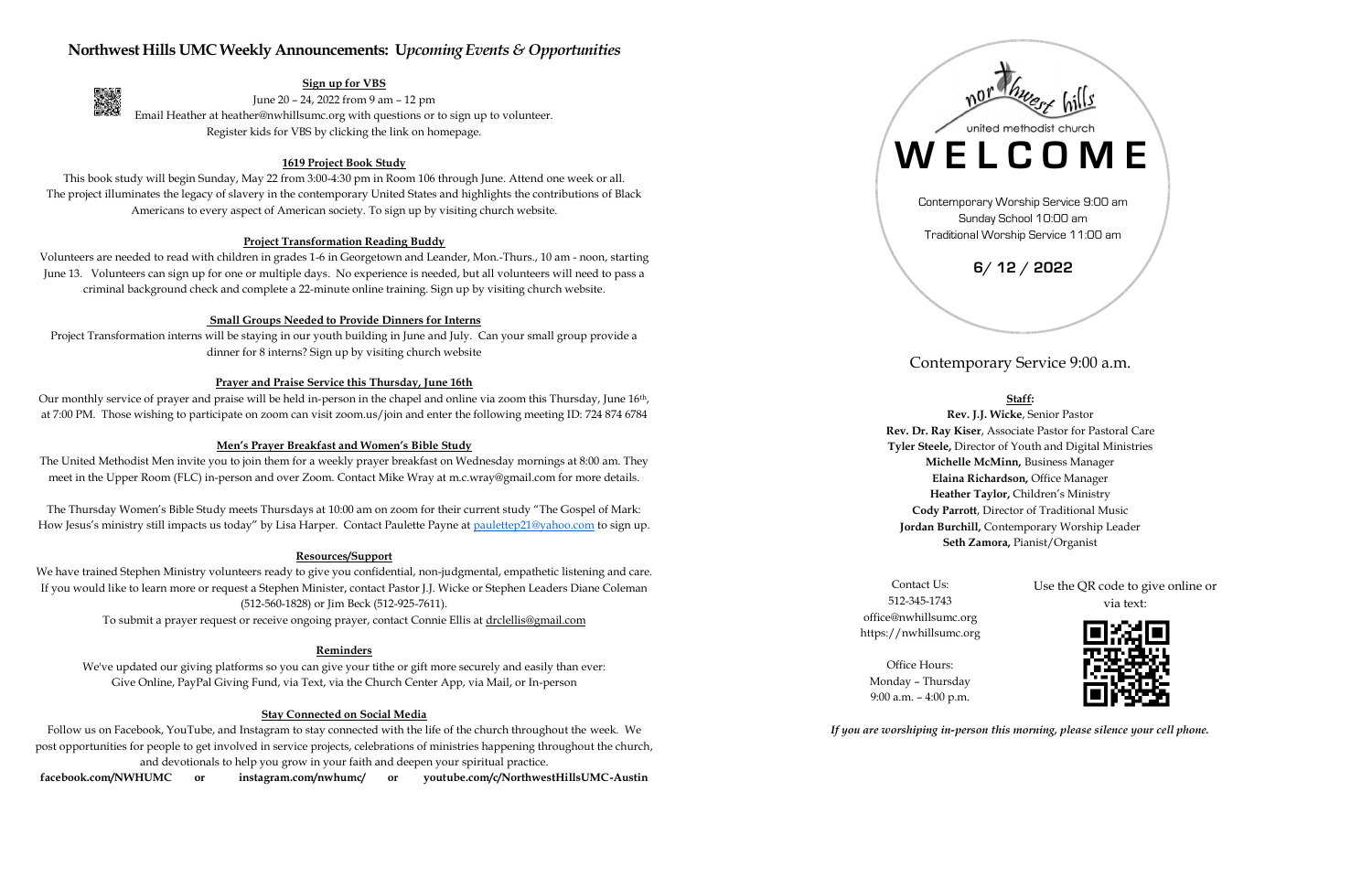# Northwest Hills UMC Weekly Announcements: *Upcoming Events & Opportunities*

**Sign up for VBS**

June 20 – 24, 2022 from 9 am – 12 pm

Email Heather at heather@nwhillsumc.org with questions or to sign up to volunteer.

Register kids for VBS by clicking the link on homepage.

**1619 Project Book Study**

This book study will begin Sunday, May 22 from 3:00-4:30 pm in Room 106 through June. Attend one week or all. The project illuminates the legacy of slavery in the contemporary United States and highlights the contributions of Black Americans to every aspect of American society. To sign up by visiting church website.

**Project Transformation Reading Buddy**

Volunteers are needed to read with children in grades 1-6 in Georgetown and Leander, Mon.-Thurs., 10 am - noon, starting June 13. Volunteers can sign up for one or multiple days. No experience is needed, but all volunteers will need to pass a criminal background check and complete a 22-minute online training. Sign up by visiting church website.

**Small Groups Needed to Provide Dinners for Interns**

Project Transformation interns will be staying in our youth building in June and July. Can your small group provide a dinner for 8 interns? Sign up by visiting church website

**Prayer and Praise Service this Thursday, June 16th**

Our monthly service of prayer and praise will be held in-person in the chapel and online via zoom this Thursday, June 16th, at 7:00 PM. Those wishing to participate on zoom can visit zoom.us/join and enter the following meeting ID: 724 874 6784

**Men's Prayer Breakfast and Women's Bible Study**

The United Methodist Men invite you to join them for a weekly prayer breakfast on Wednesday mornings at 8:00 am. They meet in the Upper Room (FLC) in-person and over Zoom. Contact Mike Wray at m.c.wray@gmail.com for more details.

The Thursday Women's Bible Study meets Thursdays at 10:00 am on zoom for their current study "The Gospel of Mark: How Jesus's ministry still impacts us today" by Lisa Harper. Contact Paulette Payne at paulettep21@yahoo.com to sign up.

**Resources/Support**

We have trained Stephen Ministry volunteers ready to give you confidential, non-judgmental, empathetic listening and care. If you would like to learn more or request a Stephen Minister, contact Pastor J.J. Wicke or Stephen Leaders Diane Coleman (512-560-1828) or Jim Beck (512-925-7611).

To submit a prayer request or receive ongoing prayer, contact Connie Ellis at drclellis@gmail.com

**Reminders**

We've updated our giving platforms so you can give your tithe or gift more securely and easily than ever: Give Online, PayPal Giving Fund, via Text, via the Church Center App, via Mail, or In-person

**Stay Connected on Social Media**

Follow us on Facebook, YouTube, and Instagram to stay connected with the life of the church throughout the week. We post opportunities for people to get involved in service projects, celebrations of ministries happening throughout the church, and devotionals to help you grow in your faith and deepen your spiritual practice.

**facebook.com/NWHUMC or instagram.com/nwhumc/ or youtube.com/c/NorthwestHillsUMC-Austin**

northwest hills

united methodist church

# WELCOME

Contemporary Worship Service 9:00 am

Sunday School 10:00 am

Traditional Worship Service 11:00 am

**6/ 12 / 2022**

## Contemporary Service 9:00 a.m.

**Staff:**

**Rev. J.J. Wicke**, Senior Pastor

**Rev. Dr. Ray Kiser**, Associate Pastor for Pastoral Care

**Tyler Steele,** Director of Youth and Digital Ministries

**Michelle McMinn,** Business Manager

**Elaina Richardson,** Office Manager

**Heather Taylor,** Children's Ministry

**Cody Parrott**, Director of Traditional Music

**Jordan Burchill,** Contemporary Worship Leader

**Seth Zamora,** Pianist/Organist

Contact Us:

512-345-1743

office@nwhillsumc.org

https://nwhillsumc.org

Office Hours:

Monday – Thursday

9:00 a.m. – 4:00 p.m.

Use the QR code to give online or via text:

*If you are worshiping in-person this morning, please silence your cell phone.*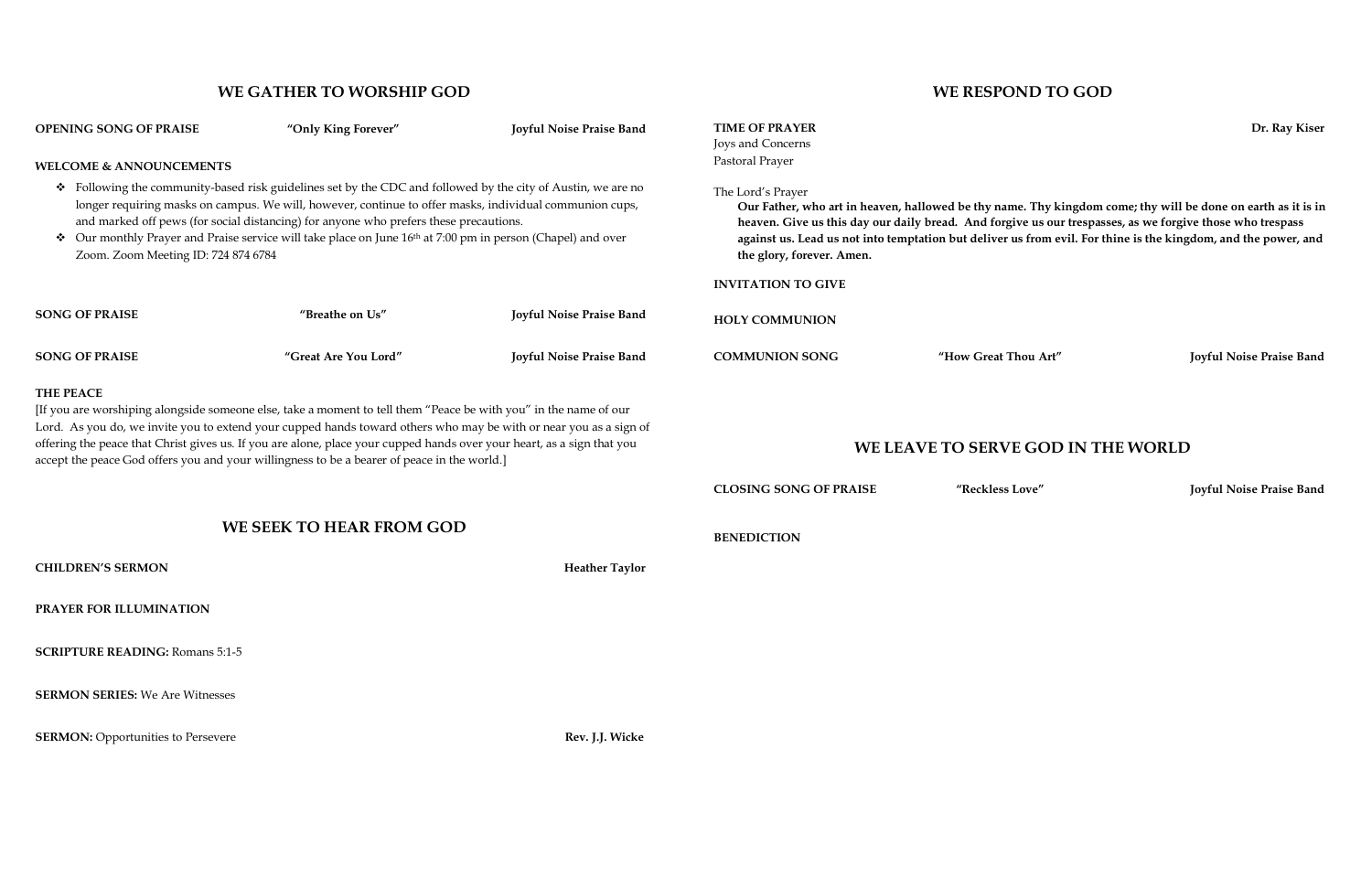## WE GATHER TO WORSHIP GOD

**OPENING SONG OF PRAISE** **"Only King Forever"** **Joyful Noise Praise Band**

**WELCOME & ANNOUNCEMENTS**

- Following the community-based risk guidelines set by the CDC and followed by the city of Austin, we are no longer requiring masks on campus. We will, however, continue to offer masks, individual communion cups, and marked off pews (for social distancing) for anyone who prefers these precautions.
- Our monthly Prayer and Praise service will take place on June 16th at 7:00 pm in person (Chapel) and over Zoom. Zoom Meeting ID: 724 874 6784

**SONG OF PRAISE** **"Breathe on Us"** **Joyful Noise Praise Band**

**SONG OF PRAISE** **"Great Are You Lord"** **Joyful Noise Praise Band**

**THE PEACE**

[If you are worshiping alongside someone else, take a moment to tell them "Peace be with you" in the name of our Lord. As you do, we invite you to extend your cupped hands toward others who may be with or near you as a sign of offering the peace that Christ gives us. If you are alone, place your cupped hands over your heart, as a sign that you accept the peace God offers you and your willingness to be a bearer of peace in the world.]

## WE SEEK TO HEAR FROM GOD

**CHILDREN'S SERMON** **Heather Taylor**

**PRAYER FOR ILLUMINATION**

**SCRIPTURE READING:** Romans 5:1-5

**SERMON SERIES:** We Are Witnesses

**SERMON:** Opportunities to Persevere **Rev. J.J. Wicke**

## WE RESPOND TO GOD

**TIME OF PRAYER** **Dr. Ray Kiser**

Joys and Concerns

Pastoral Prayer

The Lord's Prayer

**Our Father, who art in heaven, hallowed be thy name. Thy kingdom come; thy will be done on earth as it is in heaven. Give us this day our daily bread. And forgive us our trespasses, as we forgive those who trespass against us. Lead us not into temptation but deliver us from evil. For thine is the kingdom, and the power, and the glory, forever. Amen.**

**INVITATION TO GIVE**

**HOLY COMMUNION**

**COMMUNION SONG** **"How Great Thou Art"** **Joyful Noise Praise Band**

## WE LEAVE TO SERVE GOD IN THE WORLD

**CLOSING SONG OF PRAISE** **"Reckless Love"** **Joyful Noise Praise Band**

**BENEDICTION**